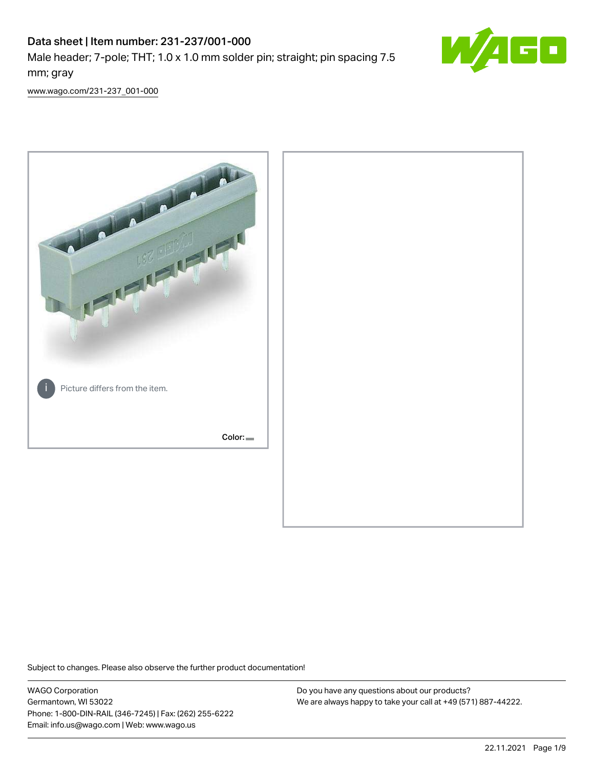# Data sheet | Item number: 231-237/001-000

Male header; 7-pole; THT; 1.0 x 1.0 mm solder pin; straight; pin spacing 7.5 mm; gray

www.wago.com/231-237_001-000

Picture differs from the item.

Color:

Subject to changes. Please also observe the further product documentation!

WAGO Corporation
Germantown, WI 53022
Phone: 1-800-DIN-RAIL (346-7245) | Fax: (262) 255-6222
Email: info.us@wago.com | Web: www.wago.us

Do you have any questions about our products?
We are always happy to take your call at +49 (571) 887-44222.

22.11.2021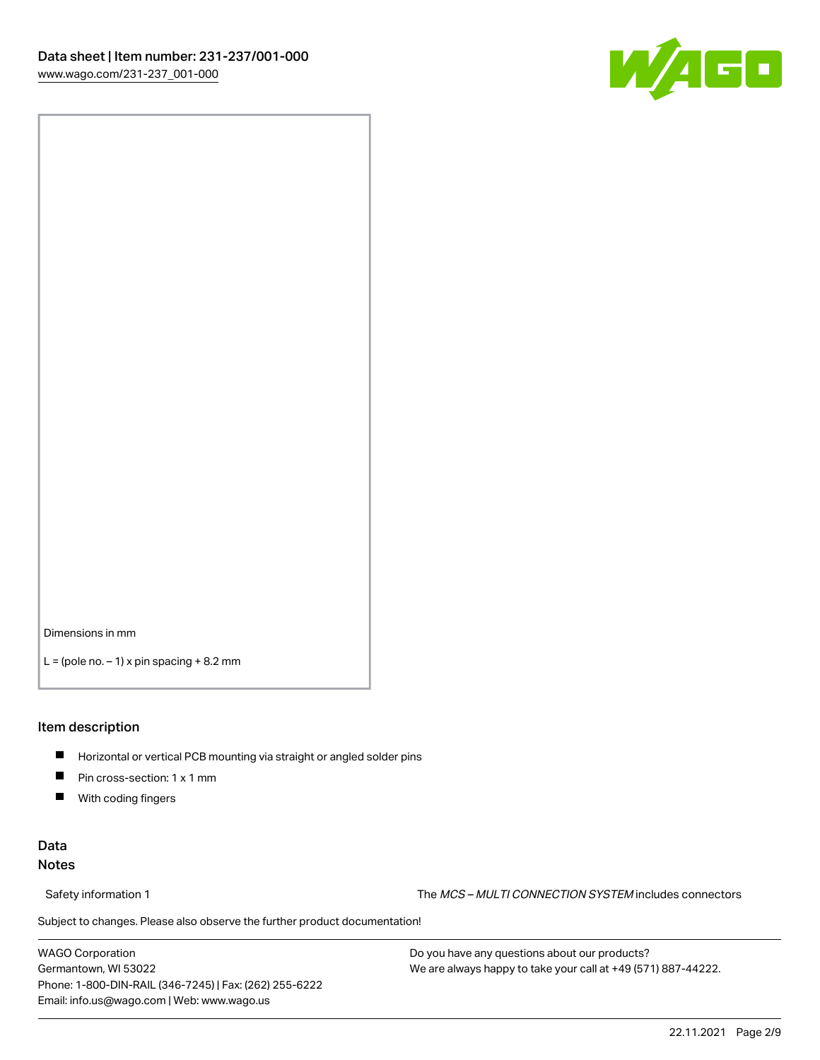Dimensions in mm

L = (pole no. – 1) x pin spacing + 8.2 mm

## Item description

- Horizontal or vertical PCB mounting via straight or angled solder pins
- Pin cross-section: 1 x 1 mm
- With coding fingers

## Data

### Notes

Safety information 1 — The *MCS – MULTI CONNECTION SYSTEM* includes connectors

Subject to changes. Please also observe the further product documentation!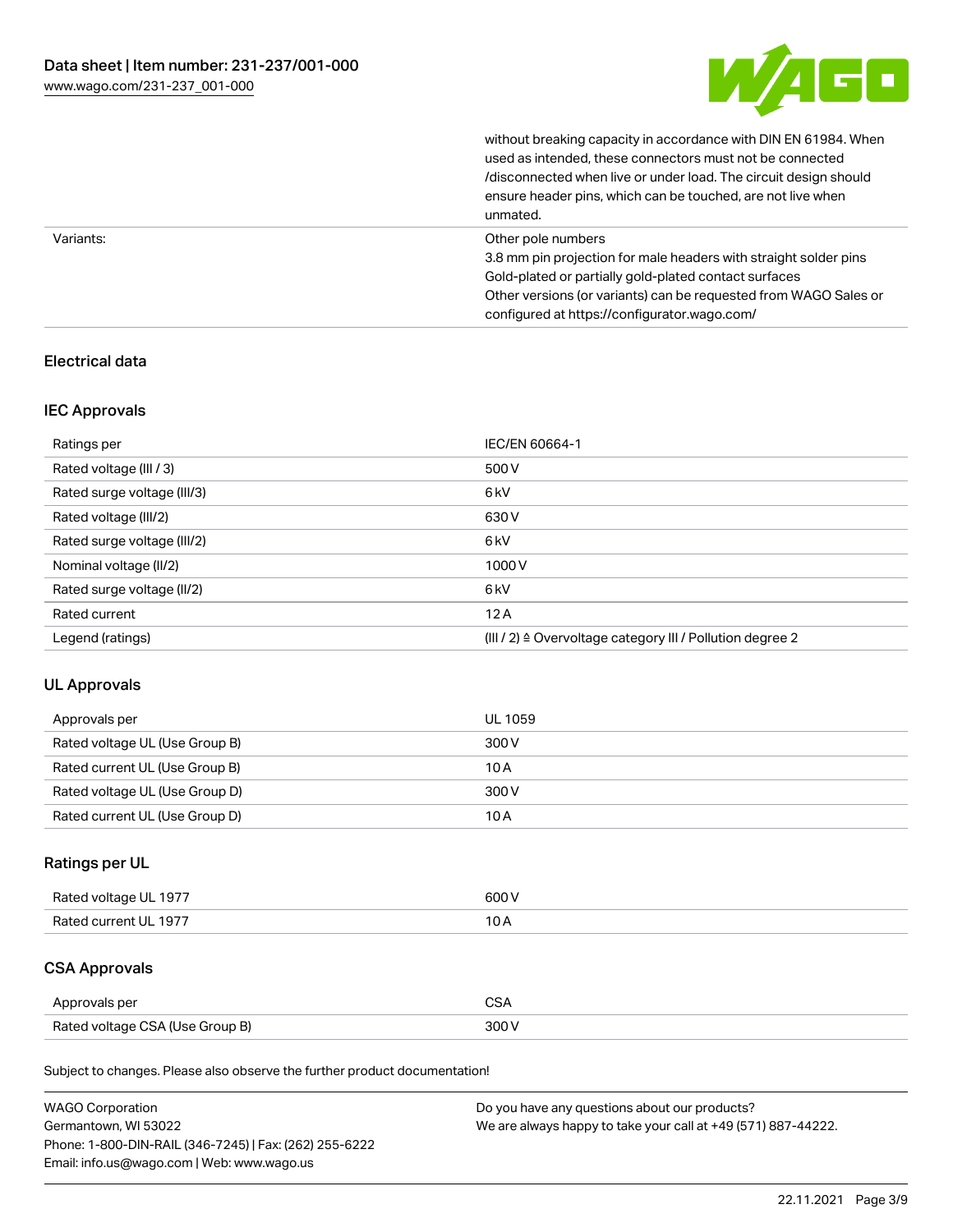| | |
|---|---|
| | without breaking capacity in accordance with DIN EN 61984. When used as intended, these connectors must not be connected /disconnected when live or under load. The circuit design should ensure header pins, which can be touched, are not live when unmated. |
| Variants: | Other pole numbers<br>3.8 mm pin projection for male headers with straight solder pins<br>Gold-plated or partially gold-plated contact surfaces<br>Other versions (or variants) can be requested from WAGO Sales or configured at https://configurator.wago.com/ |

## Electrical data

### IEC Approvals

| | |
|---|---|
| Ratings per | IEC/EN 60664-1 |
| Rated voltage (III / 3) | 500 V |
| Rated surge voltage (III/3) | 6 kV |
| Rated voltage (III/2) | 630 V |
| Rated surge voltage (III/2) | 6 kV |
| Nominal voltage (II/2) | 1000 V |
| Rated surge voltage (II/2) | 6 kV |
| Rated current | 12 A |
| Legend (ratings) | (III / 2) ≙ Overvoltage category III / Pollution degree 2 |

### UL Approvals

| | |
|---|---|
| Approvals per | UL 1059 |
| Rated voltage UL (Use Group B) | 300 V |
| Rated current UL (Use Group B) | 10 A |
| Rated voltage UL (Use Group D) | 300 V |
| Rated current UL (Use Group D) | 10 A |

### Ratings per UL

| | |
|---|---|
| Rated voltage UL 1977 | 600 V |
| Rated current UL 1977 | 10 A |

### CSA Approvals

| | |
|---|---|
| Approvals per | CSA |
| Rated voltage CSA (Use Group B) | 300 V |

Subject to changes. Please also observe the further product documentation!

WAGO Corporation
Germantown, WI 53022
Phone: 1-800-DIN-RAIL (346-7245) | Fax: (262) 255-6222
Email: info.us@wago.com | Web: www.wago.us

Do you have any questions about our products?
We are always happy to take your call at +49 (571) 887-44222.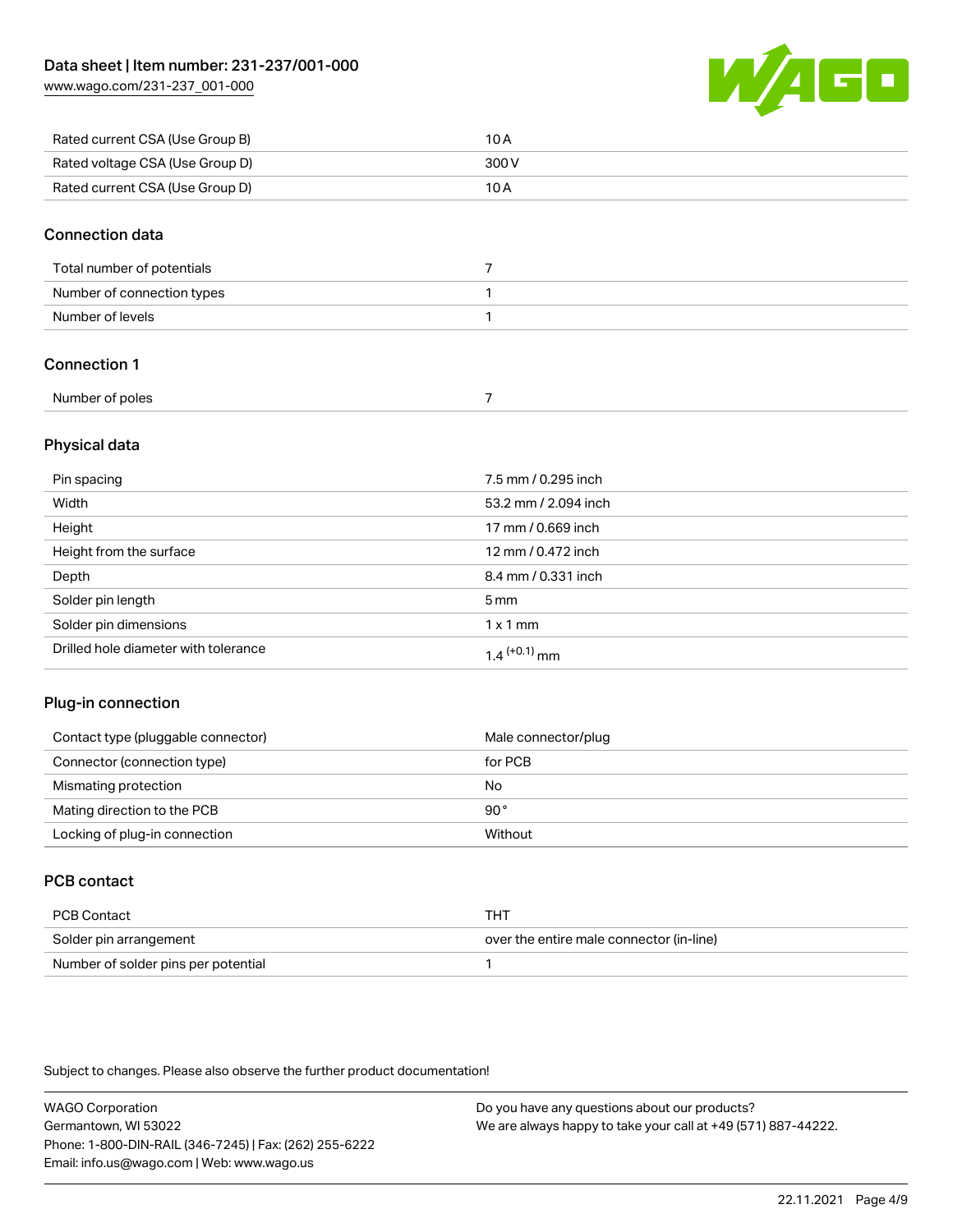| Rated current CSA (Use Group B) | 10 A |
| --- | --- |
| Rated voltage CSA (Use Group D) | 300 V |
| Rated current CSA (Use Group D) | 10 A |

## Connection data

| Total number of potentials | 7 |
| --- | --- |
| Number of connection types | 1 |
| Number of levels | 1 |

## Connection 1

| Number of poles | 7 |
| --- | --- |

## Physical data

| Pin spacing | 7.5 mm / 0.295 inch |
| --- | --- |
| Width | 53.2 mm / 2.094 inch |
| Height | 17 mm / 0.669 inch |
| Height from the surface | 12 mm / 0.472 inch |
| Depth | 8.4 mm / 0.331 inch |
| Solder pin length | 5 mm |
| Solder pin dimensions | 1 x 1 mm |
| Drilled hole diameter with tolerance | $1.4^{(+0.1)}$ mm |

## Plug-in connection

| Contact type (pluggable connector) | Male connector/plug |
| --- | --- |
| Connector (connection type) | for PCB |
| Mismating protection | No |
| Mating direction to the PCB | 90 ° |
| Locking of plug-in connection | Without |

## PCB contact

| PCB Contact | THT |
| --- | --- |
| Solder pin arrangement | over the entire male connector (in-line) |
| Number of solder pins per potential | 1 |

Subject to changes. Please also observe the further product documentation!

WAGO Corporation
Germantown, WI 53022
Phone: 1-800-DIN-RAIL (346-7245) | Fax: (262) 255-6222
Email: info.us@wago.com | Web: www.wago.us

Do you have any questions about our products?
We are always happy to take your call at +49 (571) 887-44222.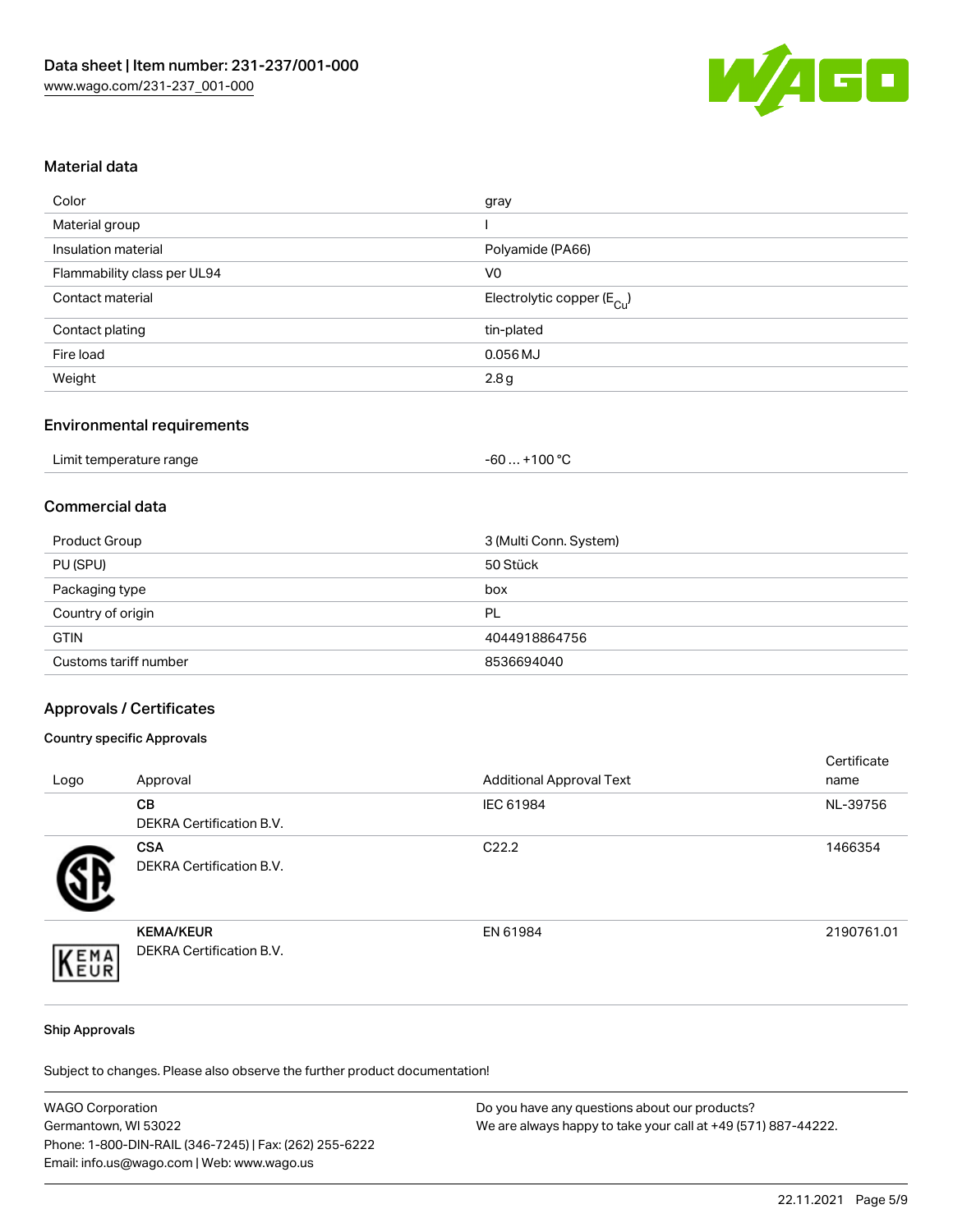## Material data

| Color | gray |
| --- | --- |
| Material group | I |
| Insulation material | Polyamide (PA66) |
| Flammability class per UL94 | V0 |
| Contact material | Electrolytic copper ($E_{Cu}$) |
| Contact plating | tin-plated |
| Fire load | 0.056 MJ |
| Weight | 2.8 g |

## Environmental requirements

| Limit temperature range | -60 … +100 °C |
| --- | --- |

## Commercial data

| Product Group | 3 (Multi Conn. System) |
| --- | --- |
| PU (SPU) | 50 Stück |
| Packaging type | box |
| Country of origin | PL |
| GTIN | 4044918864756 |
| Customs tariff number | 8536694040 |

## Approvals / Certificates

### Country specific Approvals

| Logo | Approval | Additional Approval Text | Certificate name |
| --- | --- | --- | --- |
| | **CB** DEKRA Certification B.V. | IEC 61984 | NL-39756 |
| | **CSA** DEKRA Certification B.V. | C22.2 | 1466354 |
| | **KEMA/KEUR** DEKRA Certification B.V. | EN 61984 | 2190761.01 |

### Ship Approvals

Subject to changes. Please also observe the further product documentation!

WAGO Corporation
Germantown, WI 53022
Phone: 1-800-DIN-RAIL (346-7245) | Fax: (262) 255-6222
Email: info.us@wago.com | Web: www.wago.us

Do you have any questions about our products?
We are always happy to take your call at +49 (571) 887-44222.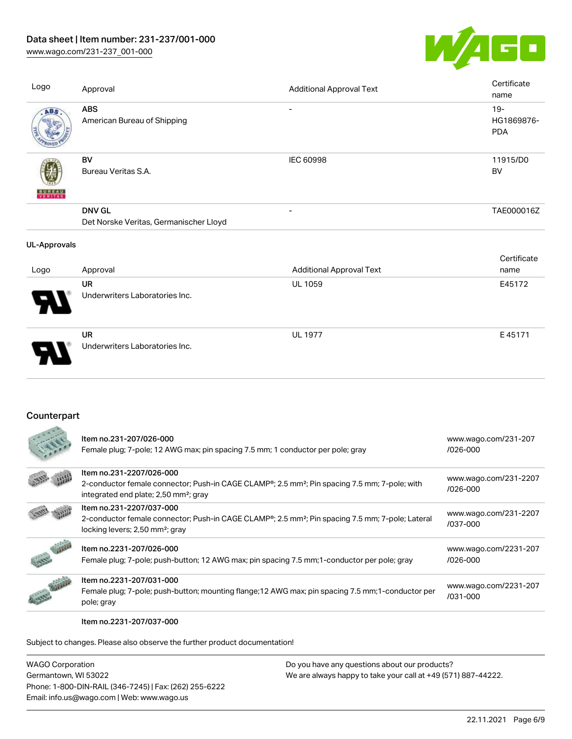| Logo | Approval | Additional Approval Text | Certificate name |
| --- | --- | --- | --- |
| | **ABS**<br>American Bureau of Shipping | - | 19-HG1869876-PDA |
| | **BV**<br>Bureau Veritas S.A. | IEC 60998 | 11915/D0 BV |
| | **DNV GL**<br>Det Norske Veritas, Germanischer Lloyd | - | TAE000016Z |

**UL-Approvals**

| Logo | Approval | Additional Approval Text | Certificate name |
| --- | --- | --- | --- |
| | **UR**<br>Underwriters Laboratories Inc. | UL 1059 | E45172 |
| | **UR**<br>Underwriters Laboratories Inc. | UL 1977 | E 45171 |

## Counterpart

| | | |
| --- | --- | --- |
| | Item no.231-207/026-000<br>Female plug; 7-pole; 12 AWG max; pin spacing 7.5 mm; 1 conductor per pole; gray | www.wago.com/231-207/026-000 |
| | Item no.231-2207/026-000<br>2-conductor female connector; Push-in CAGE CLAMP®; 2.5 mm²; Pin spacing 7.5 mm; 7-pole; with integrated end plate; 2,50 mm²; gray | www.wago.com/231-2207/026-000 |
| | Item no.231-2207/037-000<br>2-conductor female connector; Push-in CAGE CLAMP®; 2.5 mm²; Pin spacing 7.5 mm; 7-pole; Lateral locking levers; 2,50 mm²; gray | www.wago.com/231-2207/037-000 |
| | Item no.2231-207/026-000<br>Female plug; 7-pole; push-button; 12 AWG max; pin spacing 7.5 mm;1-conductor per pole; gray | www.wago.com/2231-207/026-000 |
| | Item no.2231-207/031-000<br>Female plug; 7-pole; push-button; mounting flange;12 AWG max; pin spacing 7.5 mm;1-conductor per pole; gray | www.wago.com/2231-207/031-000 |
| | Item no.2231-207/037-000 | |

Subject to changes. Please also observe the further product documentation!

WAGO Corporation
Germantown, WI 53022
Phone: 1-800-DIN-RAIL (346-7245) | Fax: (262) 255-6222
Email: info.us@wago.com | Web: www.wago.us

Do you have any questions about our products?
We are always happy to take your call at +49 (571) 887-44222.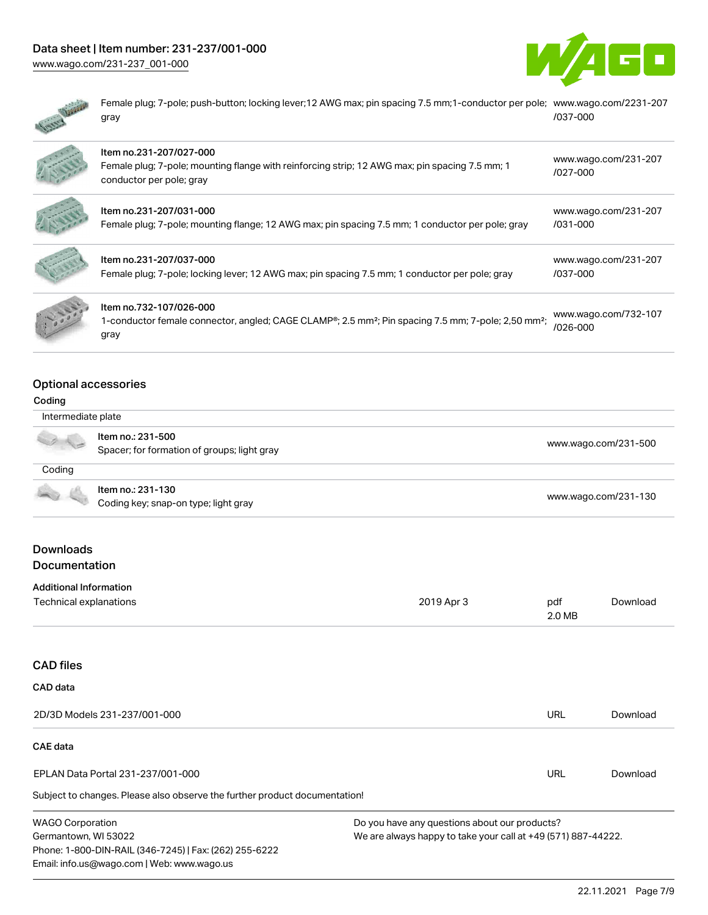| Description | Link |
|---|---|
| Female plug; 7-pole; push-button; locking lever;12 AWG max; pin spacing 7.5 mm;1-conductor per pole; gray | www.wago.com/2231-207/037-000 |
| Item no.231-207/027-000<br>Female plug; 7-pole; mounting flange with reinforcing strip; 12 AWG max; pin spacing 7.5 mm; 1 conductor per pole; gray | www.wago.com/231-207/027-000 |
| Item no.231-207/031-000<br>Female plug; 7-pole; mounting flange; 12 AWG max; pin spacing 7.5 mm; 1 conductor per pole; gray | www.wago.com/231-207/031-000 |
| Item no.231-207/037-000<br>Female plug; 7-pole; locking lever; 12 AWG max; pin spacing 7.5 mm; 1 conductor per pole; gray | www.wago.com/231-207/037-000 |
| Item no.732-107/026-000<br>1-conductor female connector, angled; CAGE CLAMP®; 2.5 mm²; Pin spacing 7.5 mm; 7-pole; 2,50 mm²; gray | www.wago.com/732-107/026-000 |

## Optional accessories

### Coding

**Intermediate plate**

| Item | Link |
|---|---|
| Item no.: 231-500<br>Spacer; for formation of groups; light gray | www.wago.com/231-500 |

**Coding**

| Item | Link |
|---|---|
| Item no.: 231-130<br>Coding key; snap-on type; light gray | www.wago.com/231-130 |

## Downloads

### Documentation

**Additional Information**

| | | | |
|---|---|---|---|
| Technical explanations | 2019 Apr 3 | pdf 2.0 MB | Download |

## CAD files

**CAD data**

| | | |
|---|---|---|
| 2D/3D Models 231-237/001-000 | URL | Download |

**CAE data**

| | | |
|---|---|---|
| EPLAN Data Portal 231-237/001-000 | URL | Download |

Subject to changes. Please also observe the further product documentation!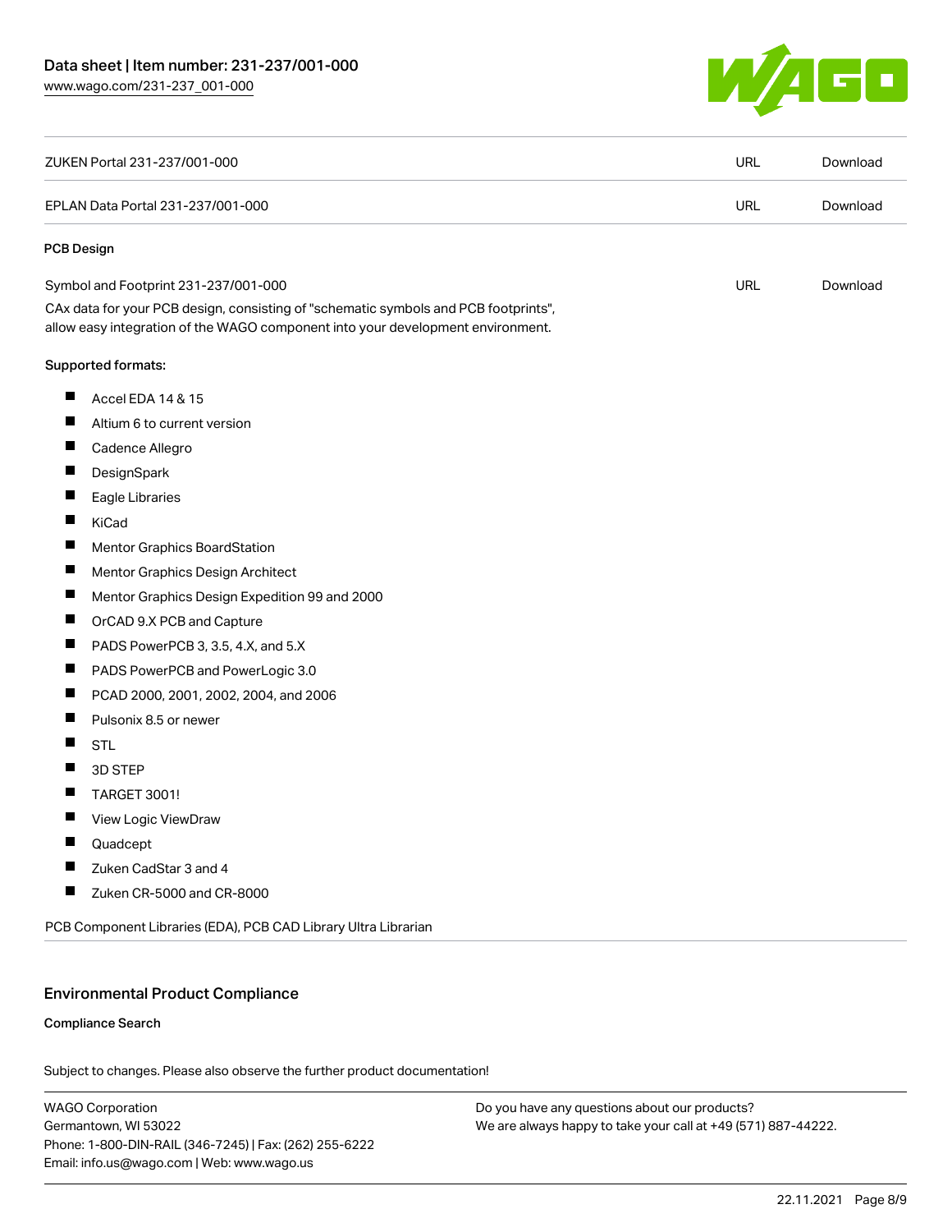| | | |
|---|---|---|
| ZUKEN Portal 231-237/001-000 | URL | Download |
| EPLAN Data Portal 231-237/001-000 | URL | Download |

**PCB Design**

| | | |
|---|---|---|
| Symbol and Footprint 231-237/001-000 | URL | Download |

CAx data for your PCB design, consisting of "schematic symbols and PCB footprints", allow easy integration of the WAGO component into your development environment.

Supported formats:

- Accel EDA 14 & 15
- Altium 6 to current version
- Cadence Allegro
- DesignSpark
- Eagle Libraries
- KiCad
- Mentor Graphics BoardStation
- Mentor Graphics Design Architect
- Mentor Graphics Design Expedition 99 and 2000
- OrCAD 9.X PCB and Capture
- PADS PowerPCB 3, 3.5, 4.X, and 5.X
- PADS PowerPCB and PowerLogic 3.0
- PCAD 2000, 2001, 2002, 2004, and 2006
- Pulsonix 8.5 or newer
- STL
- 3D STEP
- TARGET 3001!
- View Logic ViewDraw
- Quadcept
- Zuken CadStar 3 and 4
- Zuken CR-5000 and CR-8000

PCB Component Libraries (EDA), PCB CAD Library Ultra Librarian

## Environmental Product Compliance

**Compliance Search**

Subject to changes. Please also observe the further product documentation!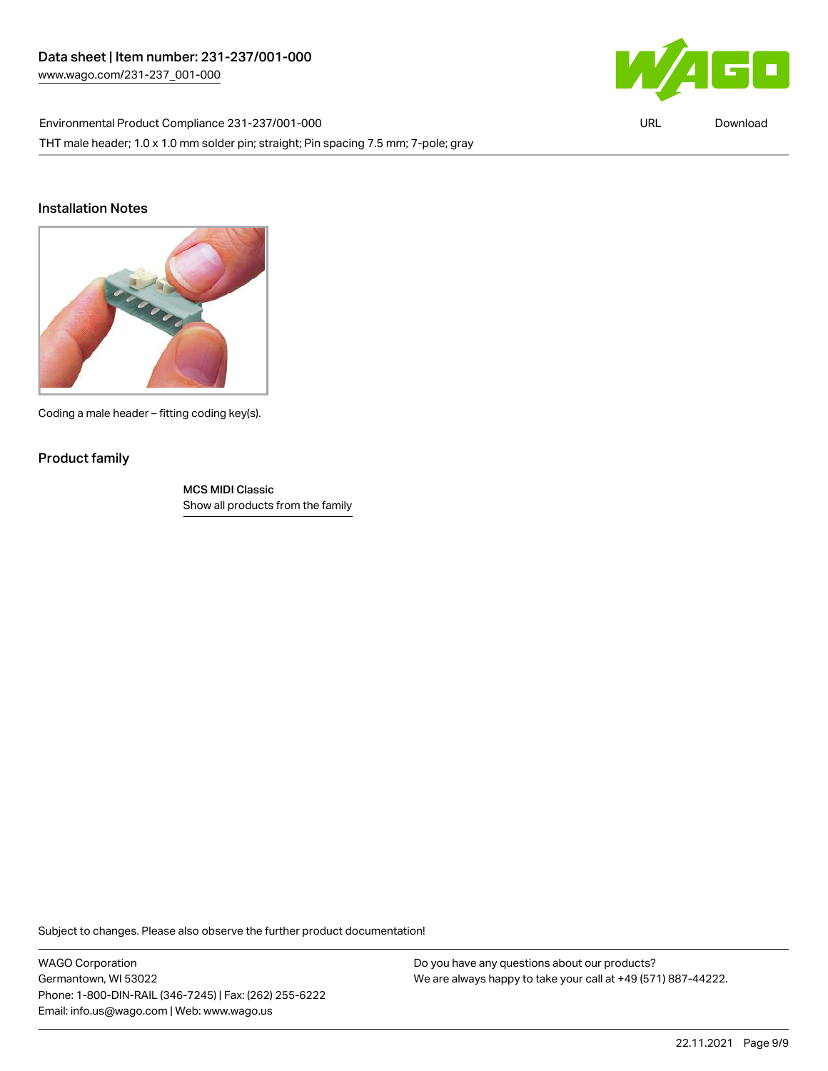Environmental Product Compliance 231-237/001-000

URL Download

THT male header; 1.0 x 1.0 mm solder pin; straight; Pin spacing 7.5 mm; 7-pole; gray

## Installation Notes

Coding a male header – fitting coding key(s).

## Product family

MCS MIDI Classic
Show all products from the family

Subject to changes. Please also observe the further product documentation!

WAGO Corporation
Germantown, WI 53022
Phone: 1-800-DIN-RAIL (346-7245) | Fax: (262) 255-6222
Email: info.us@wago.com | Web: www.wago.us

Do you have any questions about our products?
We are always happy to take your call at +49 (571) 887-44222.